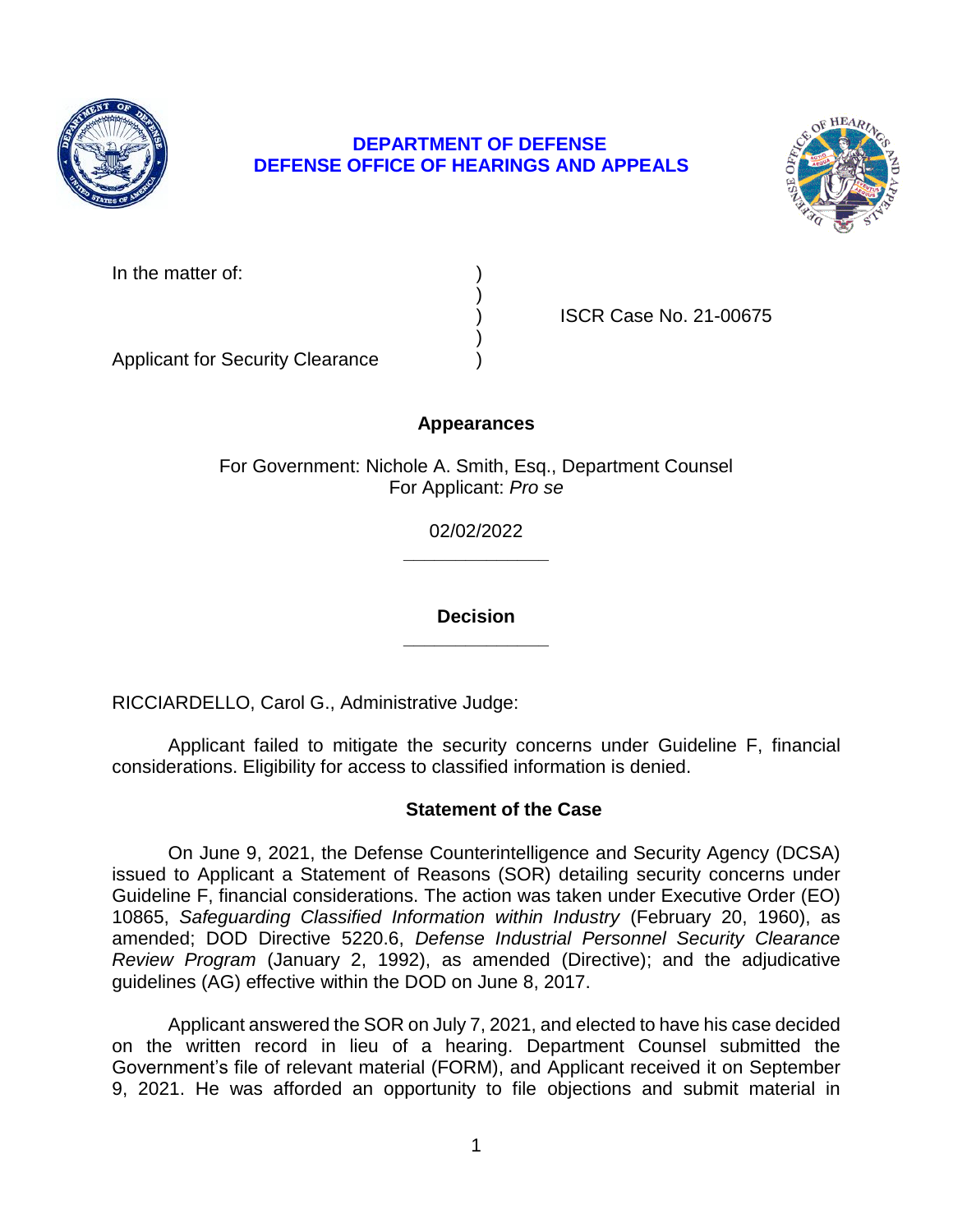**DEPARTMENT OF DEFENSE**
**DEFENSE OFFICE OF HEARINGS AND APPEALS**

| | | |
|---|---|---|
| In the matter of: | ) | |
| | ) | |
| | ) | ISCR Case No. 21-00675 |
| | ) | |
| Applicant for Security Clearance | ) | |

**Appearances**

For Government: Nichole A. Smith, Esq., Department Counsel
For Applicant: *Pro se*

02/02/2022

______________

**Decision**

______________

RICCIARDELLO, Carol G., Administrative Judge:

Applicant failed to mitigate the security concerns under Guideline F, financial considerations. Eligibility for access to classified information is denied.

## Statement of the Case

On June 9, 2021, the Defense Counterintelligence and Security Agency (DCSA) issued to Applicant a Statement of Reasons (SOR) detailing security concerns under Guideline F, financial considerations. The action was taken under Executive Order (EO) 10865, *Safeguarding Classified Information within Industry* (February 20, 1960), as amended; DOD Directive 5220.6, *Defense Industrial Personnel Security Clearance Review Program* (January 2, 1992), as amended (Directive); and the adjudicative guidelines (AG) effective within the DOD on June 8, 2017.

Applicant answered the SOR on July 7, 2021, and elected to have his case decided on the written record in lieu of a hearing. Department Counsel submitted the Government's file of relevant material (FORM), and Applicant received it on September 9, 2021. He was afforded an opportunity to file objections and submit material in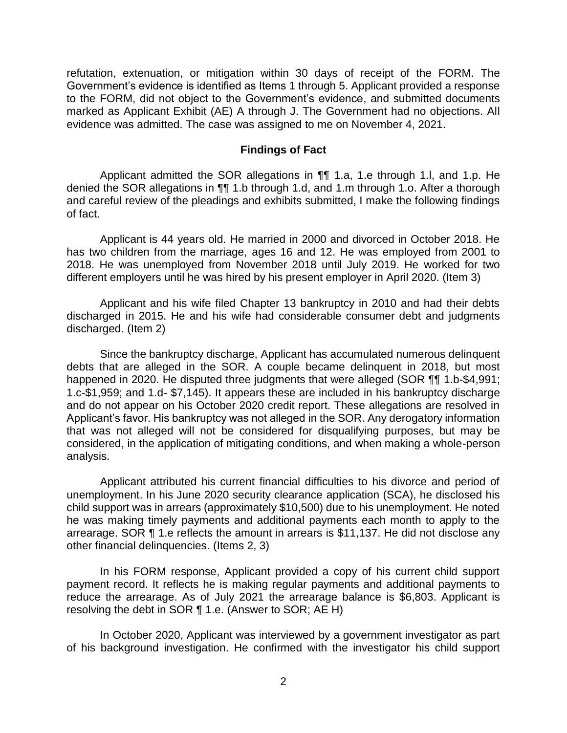refutation, extenuation, or mitigation within 30 days of receipt of the FORM. The Government's evidence is identified as Items 1 through 5. Applicant provided a response to the FORM, did not object to the Government's evidence, and submitted documents marked as Applicant Exhibit (AE) A through J. The Government had no objections. All evidence was admitted. The case was assigned to me on November 4, 2021.

## Findings of Fact

Applicant admitted the SOR allegations in ¶¶ 1.a, 1.e through 1.l, and 1.p. He denied the SOR allegations in ¶¶ 1.b through 1.d, and 1.m through 1.o. After a thorough and careful review of the pleadings and exhibits submitted, I make the following findings of fact.

Applicant is 44 years old. He married in 2000 and divorced in October 2018. He has two children from the marriage, ages 16 and 12. He was employed from 2001 to 2018. He was unemployed from November 2018 until July 2019. He worked for two different employers until he was hired by his present employer in April 2020. (Item 3)

Applicant and his wife filed Chapter 13 bankruptcy in 2010 and had their debts discharged in 2015. He and his wife had considerable consumer debt and judgments discharged. (Item 2)

Since the bankruptcy discharge, Applicant has accumulated numerous delinquent debts that are alleged in the SOR. A couple became delinquent in 2018, but most happened in 2020. He disputed three judgments that were alleged (SOR ¶¶ 1.b-$4,991; 1.c-$1,959; and 1.d- $7,145). It appears these are included in his bankruptcy discharge and do not appear on his October 2020 credit report. These allegations are resolved in Applicant's favor. His bankruptcy was not alleged in the SOR. Any derogatory information that was not alleged will not be considered for disqualifying purposes, but may be considered, in the application of mitigating conditions, and when making a whole-person analysis.

Applicant attributed his current financial difficulties to his divorce and period of unemployment. In his June 2020 security clearance application (SCA), he disclosed his child support was in arrears (approximately $10,500) due to his unemployment. He noted he was making timely payments and additional payments each month to apply to the arrearage. SOR ¶ 1.e reflects the amount in arrears is $11,137. He did not disclose any other financial delinquencies. (Items 2, 3)

In his FORM response, Applicant provided a copy of his current child support payment record. It reflects he is making regular payments and additional payments to reduce the arrearage. As of July 2021 the arrearage balance is $6,803. Applicant is resolving the debt in SOR ¶ 1.e. (Answer to SOR; AE H)

In October 2020, Applicant was interviewed by a government investigator as part of his background investigation. He confirmed with the investigator his child support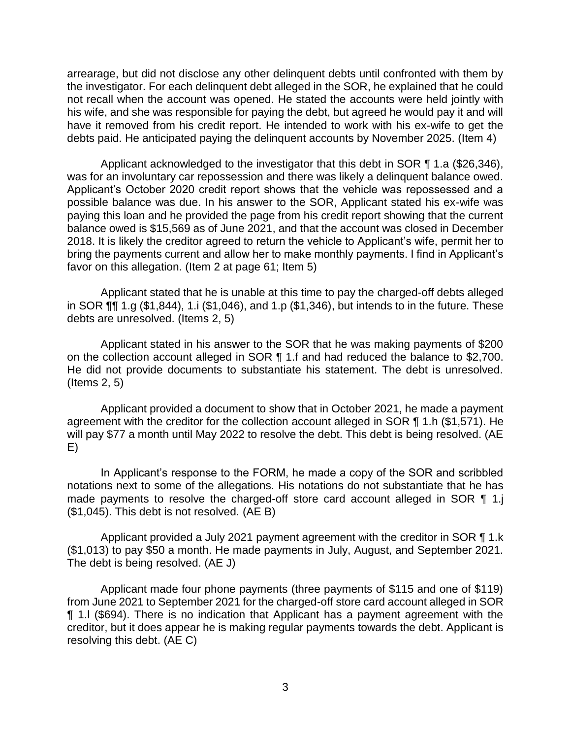arrearage, but did not disclose any other delinquent debts until confronted with them by the investigator. For each delinquent debt alleged in the SOR, he explained that he could not recall when the account was opened. He stated the accounts were held jointly with his wife, and she was responsible for paying the debt, but agreed he would pay it and will have it removed from his credit report. He intended to work with his ex-wife to get the debts paid. He anticipated paying the delinquent accounts by November 2025. (Item 4)

Applicant acknowledged to the investigator that this debt in SOR ¶ 1.a ($26,346), was for an involuntary car repossession and there was likely a delinquent balance owed. Applicant's October 2020 credit report shows that the vehicle was repossessed and a possible balance was due. In his answer to the SOR, Applicant stated his ex-wife was paying this loan and he provided the page from his credit report showing that the current balance owed is $15,569 as of June 2021, and that the account was closed in December 2018. It is likely the creditor agreed to return the vehicle to Applicant's wife, permit her to bring the payments current and allow her to make monthly payments. I find in Applicant's favor on this allegation. (Item 2 at page 61; Item 5)

Applicant stated that he is unable at this time to pay the charged-off debts alleged in SOR ¶¶ 1.g ($1,844), 1.i ($1,046), and 1.p ($1,346), but intends to in the future. These debts are unresolved. (Items 2, 5)

Applicant stated in his answer to the SOR that he was making payments of $200 on the collection account alleged in SOR ¶ 1.f and had reduced the balance to $2,700. He did not provide documents to substantiate his statement. The debt is unresolved. (Items 2, 5)

Applicant provided a document to show that in October 2021, he made a payment agreement with the creditor for the collection account alleged in SOR ¶ 1.h ($1,571). He will pay $77 a month until May 2022 to resolve the debt. This debt is being resolved. (AE E)

In Applicant's response to the FORM, he made a copy of the SOR and scribbled notations next to some of the allegations. His notations do not substantiate that he has made payments to resolve the charged-off store card account alleged in SOR ¶ 1.j ($1,045). This debt is not resolved. (AE B)

Applicant provided a July 2021 payment agreement with the creditor in SOR ¶ 1.k ($1,013) to pay $50 a month. He made payments in July, August, and September 2021. The debt is being resolved. (AE J)

Applicant made four phone payments (three payments of $115 and one of $119) from June 2021 to September 2021 for the charged-off store card account alleged in SOR ¶ 1.l ($694). There is no indication that Applicant has a payment agreement with the creditor, but it does appear he is making regular payments towards the debt. Applicant is resolving this debt. (AE C)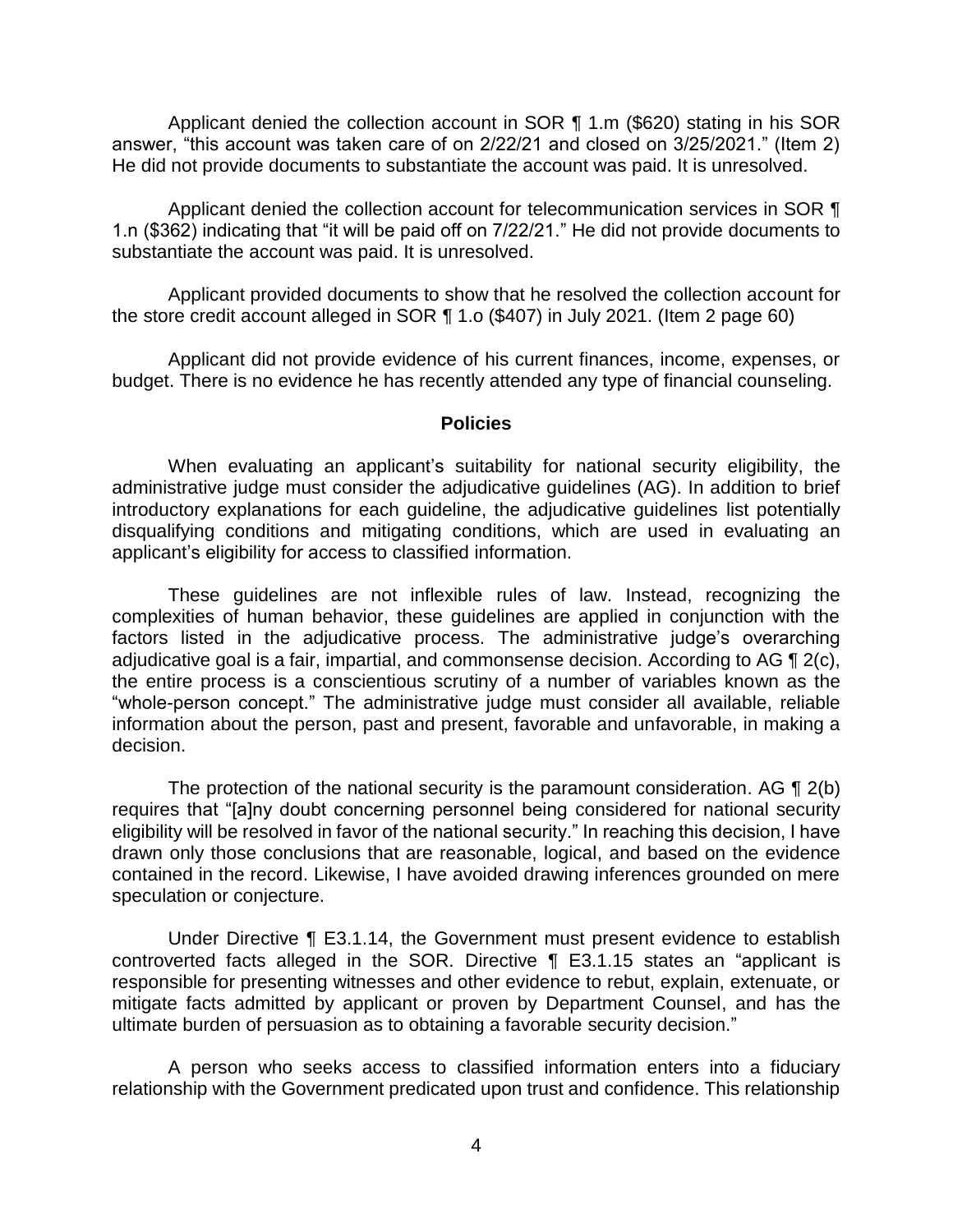Applicant denied the collection account in SOR ¶ 1.m ($620) stating in his SOR answer, "this account was taken care of on 2/22/21 and closed on 3/25/2021." (Item 2) He did not provide documents to substantiate the account was paid. It is unresolved.

Applicant denied the collection account for telecommunication services in SOR ¶ 1.n ($362) indicating that "it will be paid off on 7/22/21." He did not provide documents to substantiate the account was paid. It is unresolved.

Applicant provided documents to show that he resolved the collection account for the store credit account alleged in SOR ¶ 1.o ($407) in July 2021. (Item 2 page 60)

Applicant did not provide evidence of his current finances, income, expenses, or budget. There is no evidence he has recently attended any type of financial counseling.

## Policies

When evaluating an applicant's suitability for national security eligibility, the administrative judge must consider the adjudicative guidelines (AG). In addition to brief introductory explanations for each guideline, the adjudicative guidelines list potentially disqualifying conditions and mitigating conditions, which are used in evaluating an applicant's eligibility for access to classified information.

These guidelines are not inflexible rules of law. Instead, recognizing the complexities of human behavior, these guidelines are applied in conjunction with the factors listed in the adjudicative process. The administrative judge's overarching adjudicative goal is a fair, impartial, and commonsense decision. According to AG ¶ 2(c), the entire process is a conscientious scrutiny of a number of variables known as the "whole-person concept." The administrative judge must consider all available, reliable information about the person, past and present, favorable and unfavorable, in making a decision.

The protection of the national security is the paramount consideration. AG ¶ 2(b) requires that "[a]ny doubt concerning personnel being considered for national security eligibility will be resolved in favor of the national security." In reaching this decision, I have drawn only those conclusions that are reasonable, logical, and based on the evidence contained in the record. Likewise, I have avoided drawing inferences grounded on mere speculation or conjecture.

Under Directive ¶ E3.1.14, the Government must present evidence to establish controverted facts alleged in the SOR. Directive ¶ E3.1.15 states an "applicant is responsible for presenting witnesses and other evidence to rebut, explain, extenuate, or mitigate facts admitted by applicant or proven by Department Counsel, and has the ultimate burden of persuasion as to obtaining a favorable security decision."

A person who seeks access to classified information enters into a fiduciary relationship with the Government predicated upon trust and confidence. This relationship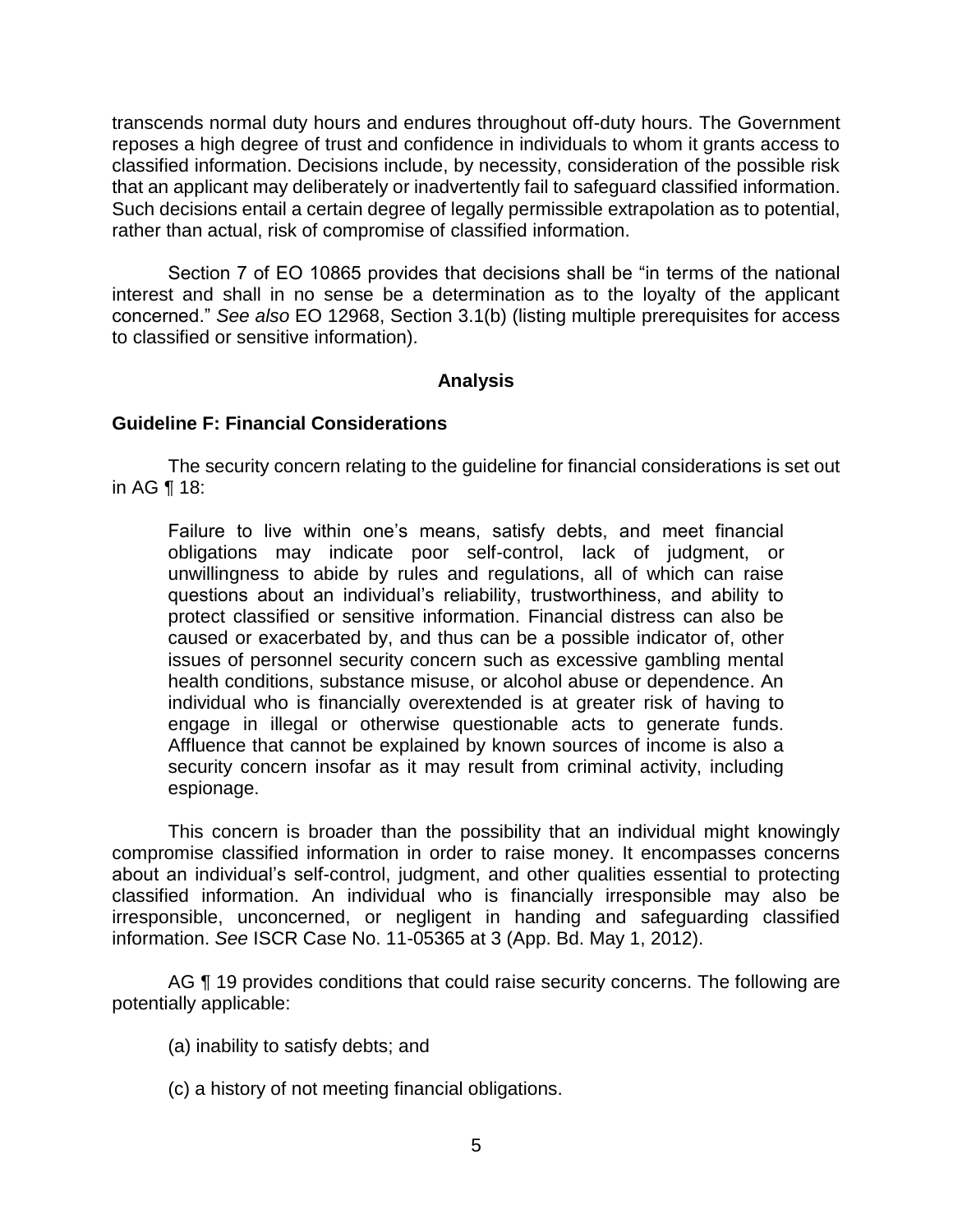transcends normal duty hours and endures throughout off-duty hours. The Government reposes a high degree of trust and confidence in individuals to whom it grants access to classified information. Decisions include, by necessity, consideration of the possible risk that an applicant may deliberately or inadvertently fail to safeguard classified information. Such decisions entail a certain degree of legally permissible extrapolation as to potential, rather than actual, risk of compromise of classified information.

Section 7 of EO 10865 provides that decisions shall be "in terms of the national interest and shall in no sense be a determination as to the loyalty of the applicant concerned." *See also* EO 12968, Section 3.1(b) (listing multiple prerequisites for access to classified or sensitive information).

## Analysis

### Guideline F: Financial Considerations

The security concern relating to the guideline for financial considerations is set out in AG ¶ 18:

> Failure to live within one's means, satisfy debts, and meet financial obligations may indicate poor self-control, lack of judgment, or unwillingness to abide by rules and regulations, all of which can raise questions about an individual's reliability, trustworthiness, and ability to protect classified or sensitive information. Financial distress can also be caused or exacerbated by, and thus can be a possible indicator of, other issues of personnel security concern such as excessive gambling mental health conditions, substance misuse, or alcohol abuse or dependence. An individual who is financially overextended is at greater risk of having to engage in illegal or otherwise questionable acts to generate funds. Affluence that cannot be explained by known sources of income is also a security concern insofar as it may result from criminal activity, including espionage.

This concern is broader than the possibility that an individual might knowingly compromise classified information in order to raise money. It encompasses concerns about an individual's self-control, judgment, and other qualities essential to protecting classified information. An individual who is financially irresponsible may also be irresponsible, unconcerned, or negligent in handing and safeguarding classified information. *See* ISCR Case No. 11-05365 at 3 (App. Bd. May 1, 2012).

AG ¶ 19 provides conditions that could raise security concerns. The following are potentially applicable:

(a) inability to satisfy debts; and

(c) a history of not meeting financial obligations.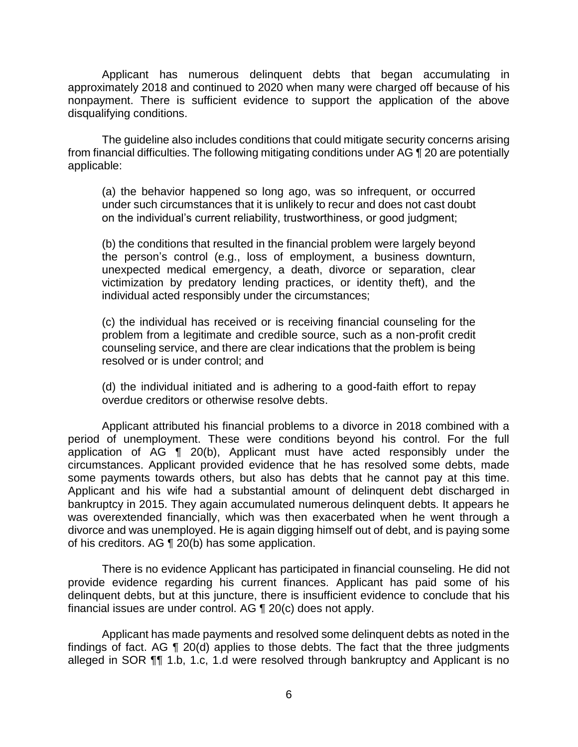Applicant has numerous delinquent debts that began accumulating in approximately 2018 and continued to 2020 when many were charged off because of his nonpayment. There is sufficient evidence to support the application of the above disqualifying conditions.

The guideline also includes conditions that could mitigate security concerns arising from financial difficulties. The following mitigating conditions under AG ¶ 20 are potentially applicable:

> (a) the behavior happened so long ago, was so infrequent, or occurred under such circumstances that it is unlikely to recur and does not cast doubt on the individual's current reliability, trustworthiness, or good judgment;
>
> (b) the conditions that resulted in the financial problem were largely beyond the person's control (e.g., loss of employment, a business downturn, unexpected medical emergency, a death, divorce or separation, clear victimization by predatory lending practices, or identity theft), and the individual acted responsibly under the circumstances;
>
> (c) the individual has received or is receiving financial counseling for the problem from a legitimate and credible source, such as a non-profit credit counseling service, and there are clear indications that the problem is being resolved or is under control; and
>
> (d) the individual initiated and is adhering to a good-faith effort to repay overdue creditors or otherwise resolve debts.

Applicant attributed his financial problems to a divorce in 2018 combined with a period of unemployment. These were conditions beyond his control. For the full application of AG ¶ 20(b), Applicant must have acted responsibly under the circumstances. Applicant provided evidence that he has resolved some debts, made some payments towards others, but also has debts that he cannot pay at this time. Applicant and his wife had a substantial amount of delinquent debt discharged in bankruptcy in 2015. They again accumulated numerous delinquent debts. It appears he was overextended financially, which was then exacerbated when he went through a divorce and was unemployed. He is again digging himself out of debt, and is paying some of his creditors. AG ¶ 20(b) has some application.

There is no evidence Applicant has participated in financial counseling. He did not provide evidence regarding his current finances. Applicant has paid some of his delinquent debts, but at this juncture, there is insufficient evidence to conclude that his financial issues are under control. AG ¶ 20(c) does not apply.

Applicant has made payments and resolved some delinquent debts as noted in the findings of fact. AG ¶ 20(d) applies to those debts. The fact that the three judgments alleged in SOR ¶¶ 1.b, 1.c, 1.d were resolved through bankruptcy and Applicant is no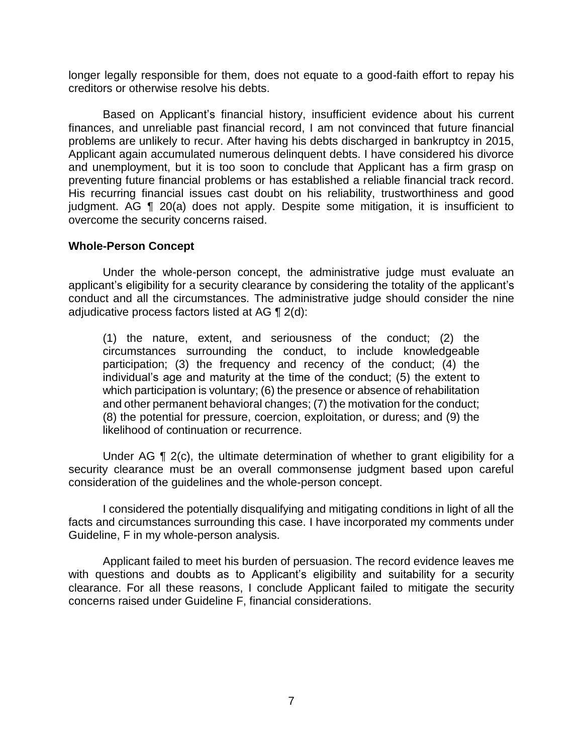longer legally responsible for them, does not equate to a good-faith effort to repay his creditors or otherwise resolve his debts.

Based on Applicant's financial history, insufficient evidence about his current finances, and unreliable past financial record, I am not convinced that future financial problems are unlikely to recur. After having his debts discharged in bankruptcy in 2015, Applicant again accumulated numerous delinquent debts. I have considered his divorce and unemployment, but it is too soon to conclude that Applicant has a firm grasp on preventing future financial problems or has established a reliable financial track record. His recurring financial issues cast doubt on his reliability, trustworthiness and good judgment. AG ¶ 20(a) does not apply. Despite some mitigation, it is insufficient to overcome the security concerns raised.

**Whole-Person Concept**

Under the whole-person concept, the administrative judge must evaluate an applicant's eligibility for a security clearance by considering the totality of the applicant's conduct and all the circumstances. The administrative judge should consider the nine adjudicative process factors listed at AG ¶ 2(d):

> (1) the nature, extent, and seriousness of the conduct; (2) the circumstances surrounding the conduct, to include knowledgeable participation; (3) the frequency and recency of the conduct; (4) the individual's age and maturity at the time of the conduct; (5) the extent to which participation is voluntary; (6) the presence or absence of rehabilitation and other permanent behavioral changes; (7) the motivation for the conduct; (8) the potential for pressure, coercion, exploitation, or duress; and (9) the likelihood of continuation or recurrence.

Under AG ¶ 2(c), the ultimate determination of whether to grant eligibility for a security clearance must be an overall commonsense judgment based upon careful consideration of the guidelines and the whole-person concept.

I considered the potentially disqualifying and mitigating conditions in light of all the facts and circumstances surrounding this case. I have incorporated my comments under Guideline, F in my whole-person analysis.

Applicant failed to meet his burden of persuasion. The record evidence leaves me with questions and doubts as to Applicant's eligibility and suitability for a security clearance. For all these reasons, I conclude Applicant failed to mitigate the security concerns raised under Guideline F, financial considerations.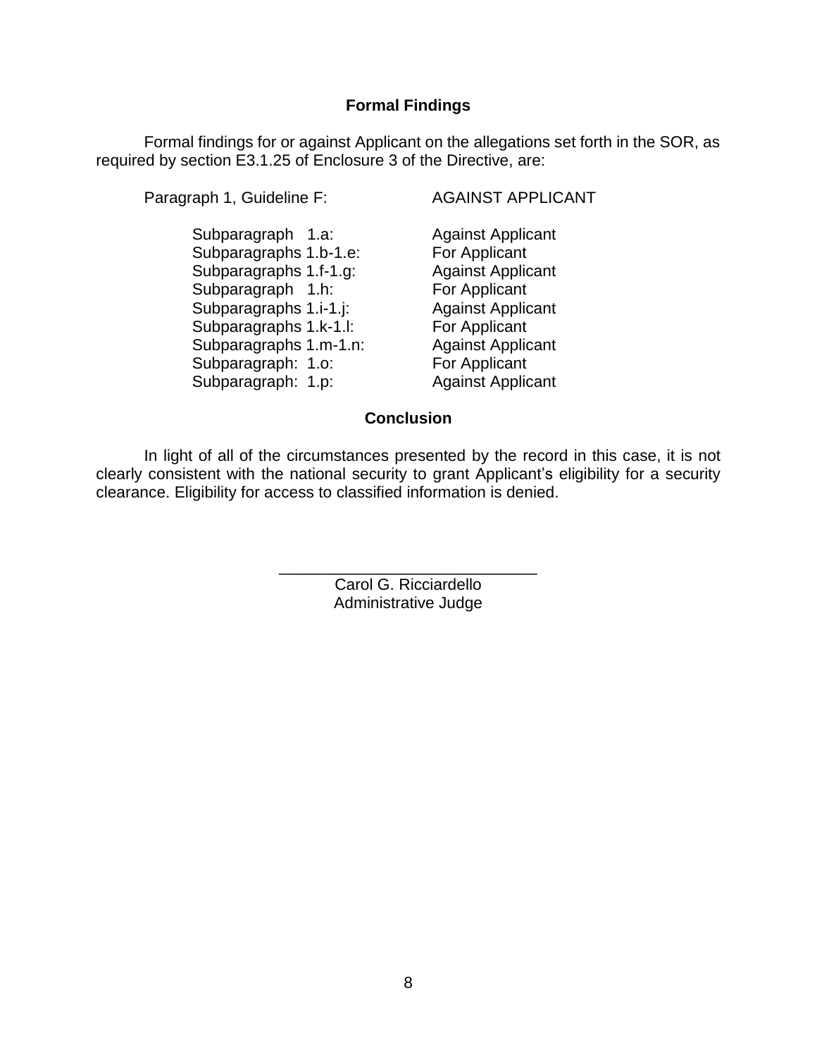## Formal Findings

Formal findings for or against Applicant on the allegations set forth in the SOR, as required by section E3.1.25 of Enclosure 3 of the Directive, are:

| | |
|---|---|
| Paragraph 1, Guideline F: | AGAINST APPLICANT |
| Subparagraph 1.a: | Against Applicant |
| Subparagraphs 1.b-1.e: | For Applicant |
| Subparagraphs 1.f-1.g: | Against Applicant |
| Subparagraph 1.h: | For Applicant |
| Subparagraphs 1.i-1.j: | Against Applicant |
| Subparagraphs 1.k-1.l: | For Applicant |
| Subparagraphs 1.m-1.n: | Against Applicant |
| Subparagraph: 1.o: | For Applicant |
| Subparagraph: 1.p: | Against Applicant |

## Conclusion

In light of all of the circumstances presented by the record in this case, it is not clearly consistent with the national security to grant Applicant's eligibility for a security clearance. Eligibility for access to classified information is denied.

\_\_\_\_\_\_\_\_\_\_\_\_\_\_\_\_\_\_\_\_\_\_\_\_\_\_\_\_

Carol G. Ricciardello
Administrative Judge